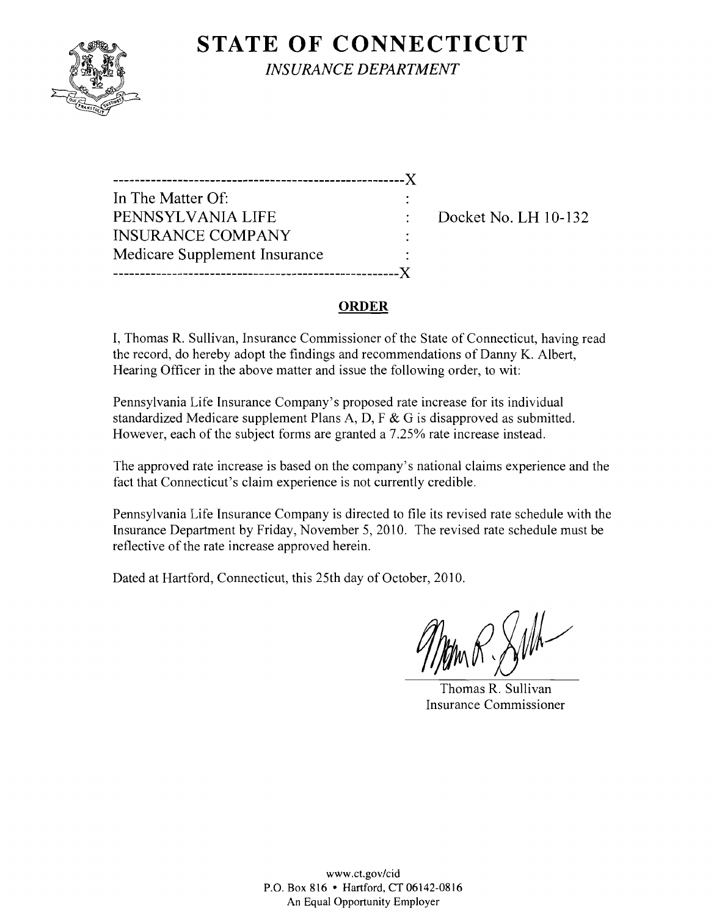# STATE OF CONNECTICUT

*INSURANCE DEPARTMENT*

---

In The Matter Of:
PENNSYLVANIA LIFE INSURANCE COMPANY
Medicare Supplement Insurance

Docket No. LH 10-132

---

## ORDER

I, Thomas R. Sullivan, Insurance Commissioner of the State of Connecticut, having read the record, do hereby adopt the findings and recommendations of Danny K. Albert, Hearing Officer in the above matter and issue the following order, to wit:

Pennsylvania Life Insurance Company's proposed rate increase for its individual standardized Medicare supplement Plans A, D, F & G is disapproved as submitted. However, each of the subject forms are granted a 7.25% rate increase instead.

The approved rate increase is based on the company's national claims experience and the fact that Connecticut's claim experience is not currently credible.

Pennsylvania Life Insurance Company is directed to file its revised rate schedule with the Insurance Department by Friday, November 5, 2010. The revised rate schedule must be reflective of the rate increase approved herein.

Dated at Hartford, Connecticut, this 25th day of October, 2010.

Thomas R. Sullivan
Insurance Commissioner

www.ct.gov/cid
P.O. Box 816 • Hartford, CT 06142-0816
An Equal Opportunity Employer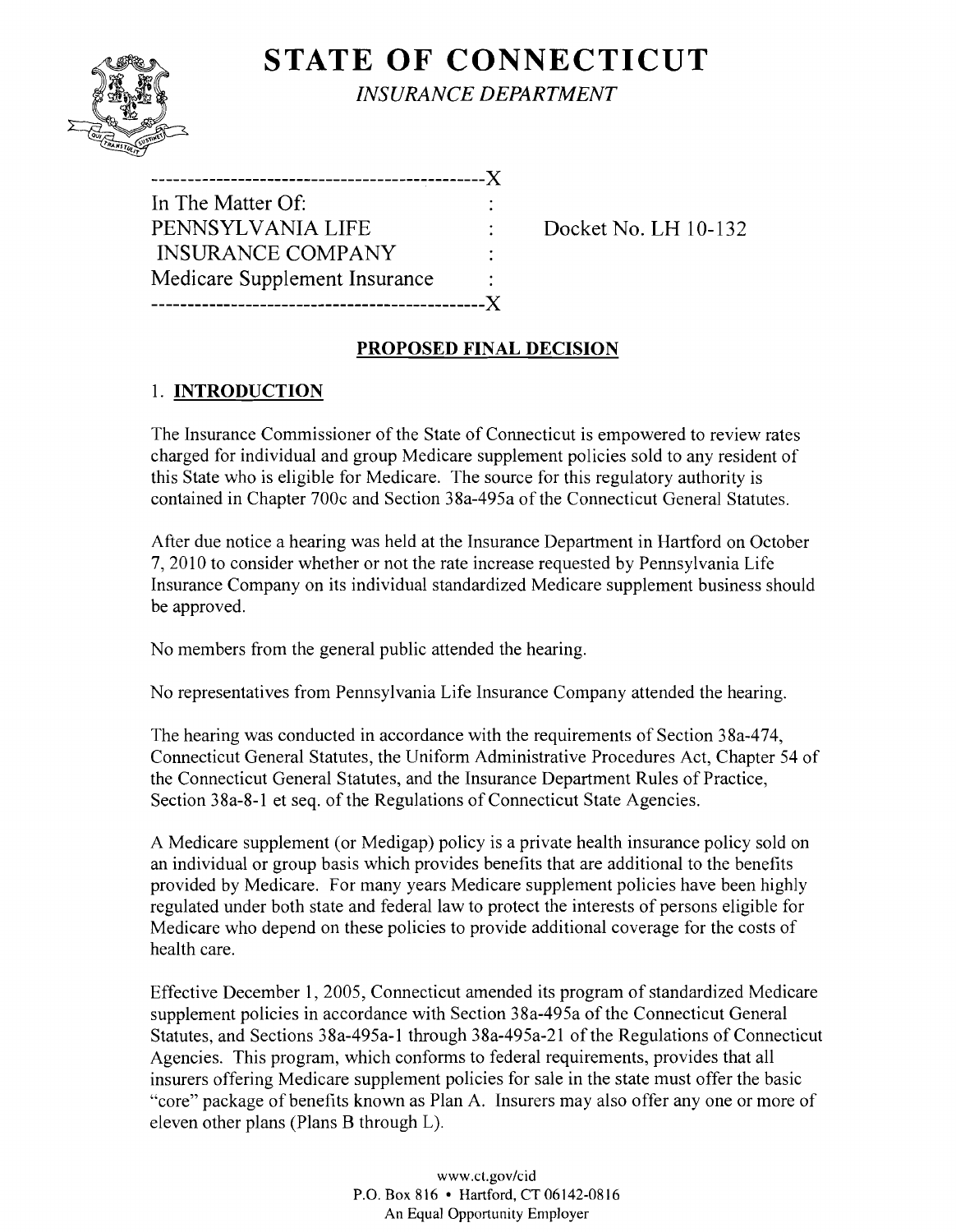# STATE OF CONNECTICUT

*INSURANCE DEPARTMENT*

```
----------------------------------------------X
In The Matter Of:                              :
PENNSYLVANIA LIFE                              :     Docket No. LH 10-132
 INSURANCE COMPANY                             :
Medicare Supplement Insurance                  :
----------------------------------------------X
```

## PROPOSED FINAL DECISION

### 1. INTRODUCTION

The Insurance Commissioner of the State of Connecticut is empowered to review rates charged for individual and group Medicare supplement policies sold to any resident of this State who is eligible for Medicare. The source for this regulatory authority is contained in Chapter 700c and Section 38a-495a of the Connecticut General Statutes.

After due notice a hearing was held at the Insurance Department in Hartford on October 7, 2010 to consider whether or not the rate increase requested by Pennsylvania Life Insurance Company on its individual standardized Medicare supplement business should be approved.

No members from the general public attended the hearing.

No representatives from Pennsylvania Life Insurance Company attended the hearing.

The hearing was conducted in accordance with the requirements of Section 38a-474, Connecticut General Statutes, the Uniform Administrative Procedures Act, Chapter 54 of the Connecticut General Statutes, and the Insurance Department Rules of Practice, Section 38a-8-1 et seq. of the Regulations of Connecticut State Agencies.

A Medicare supplement (or Medigap) policy is a private health insurance policy sold on an individual or group basis which provides benefits that are additional to the benefits provided by Medicare. For many years Medicare supplement policies have been highly regulated under both state and federal law to protect the interests of persons eligible for Medicare who depend on these policies to provide additional coverage for the costs of health care.

Effective December 1, 2005, Connecticut amended its program of standardized Medicare supplement policies in accordance with Section 38a-495a of the Connecticut General Statutes, and Sections 38a-495a-1 through 38a-495a-21 of the Regulations of Connecticut Agencies. This program, which conforms to federal requirements, provides that all insurers offering Medicare supplement policies for sale in the state must offer the basic "core" package of benefits known as Plan A. Insurers may also offer any one or more of eleven other plans (Plans B through L).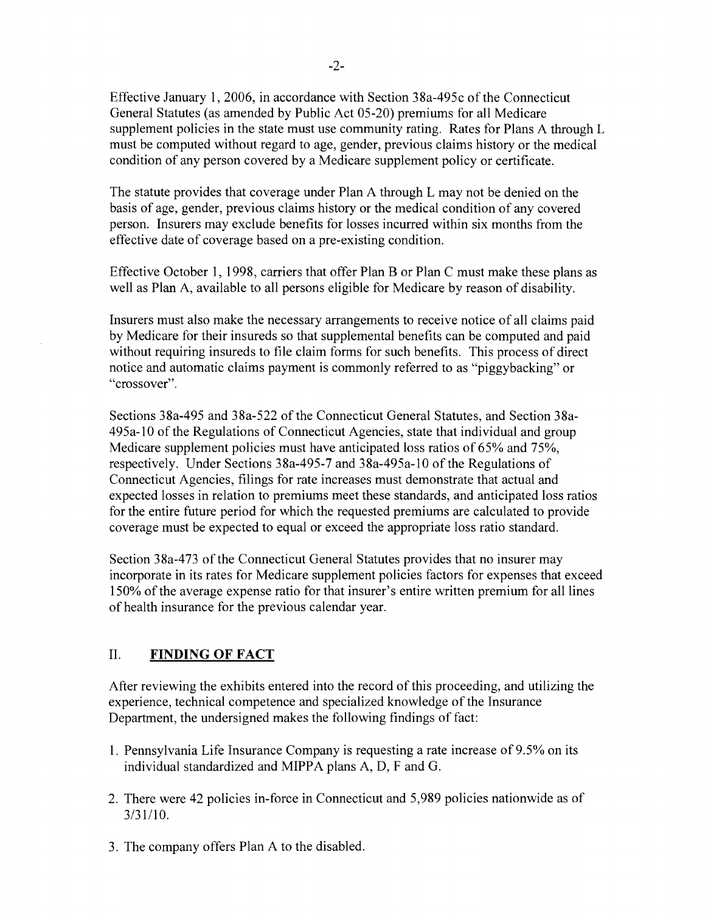Effective January 1, 2006, in accordance with Section 38a-495c of the Connecticut General Statutes (as amended by Public Act 05-20) premiums for all Medicare supplement policies in the state must use community rating. Rates for Plans A through L must be computed without regard to age, gender, previous claims history or the medical condition of any person covered by a Medicare supplement policy or certificate.

The statute provides that coverage under Plan A through L may not be denied on the basis of age, gender, previous claims history or the medical condition of any covered person. Insurers may exclude benefits for losses incurred within six months from the effective date of coverage based on a pre-existing condition.

Effective October 1, 1998, carriers that offer Plan B or Plan C must make these plans as well as Plan A, available to all persons eligible for Medicare by reason of disability.

Insurers must also make the necessary arrangements to receive notice of all claims paid by Medicare for their insureds so that supplemental benefits can be computed and paid without requiring insureds to file claim forms for such benefits. This process of direct notice and automatic claims payment is commonly referred to as "piggybacking" or "crossover".

Sections 38a-495 and 38a-522 of the Connecticut General Statutes, and Section 38a-495a-10 of the Regulations of Connecticut Agencies, state that individual and group Medicare supplement policies must have anticipated loss ratios of 65% and 75%, respectively. Under Sections 38a-495-7 and 38a-495a-10 of the Regulations of Connecticut Agencies, filings for rate increases must demonstrate that actual and expected losses in relation to premiums meet these standards, and anticipated loss ratios for the entire future period for which the requested premiums are calculated to provide coverage must be expected to equal or exceed the appropriate loss ratio standard.

Section 38a-473 of the Connecticut General Statutes provides that no insurer may incorporate in its rates for Medicare supplement policies factors for expenses that exceed 150% of the average expense ratio for that insurer's entire written premium for all lines of health insurance for the previous calendar year.

## II. **FINDING OF FACT**

After reviewing the exhibits entered into the record of this proceeding, and utilizing the experience, technical competence and specialized knowledge of the Insurance Department, the undersigned makes the following findings of fact:

1. Pennsylvania Life Insurance Company is requesting a rate increase of 9.5% on its individual standardized and MIPPA plans A, D, F and G.

2. There were 42 policies in-force in Connecticut and 5,989 policies nationwide as of 3/31/10.

3. The company offers Plan A to the disabled.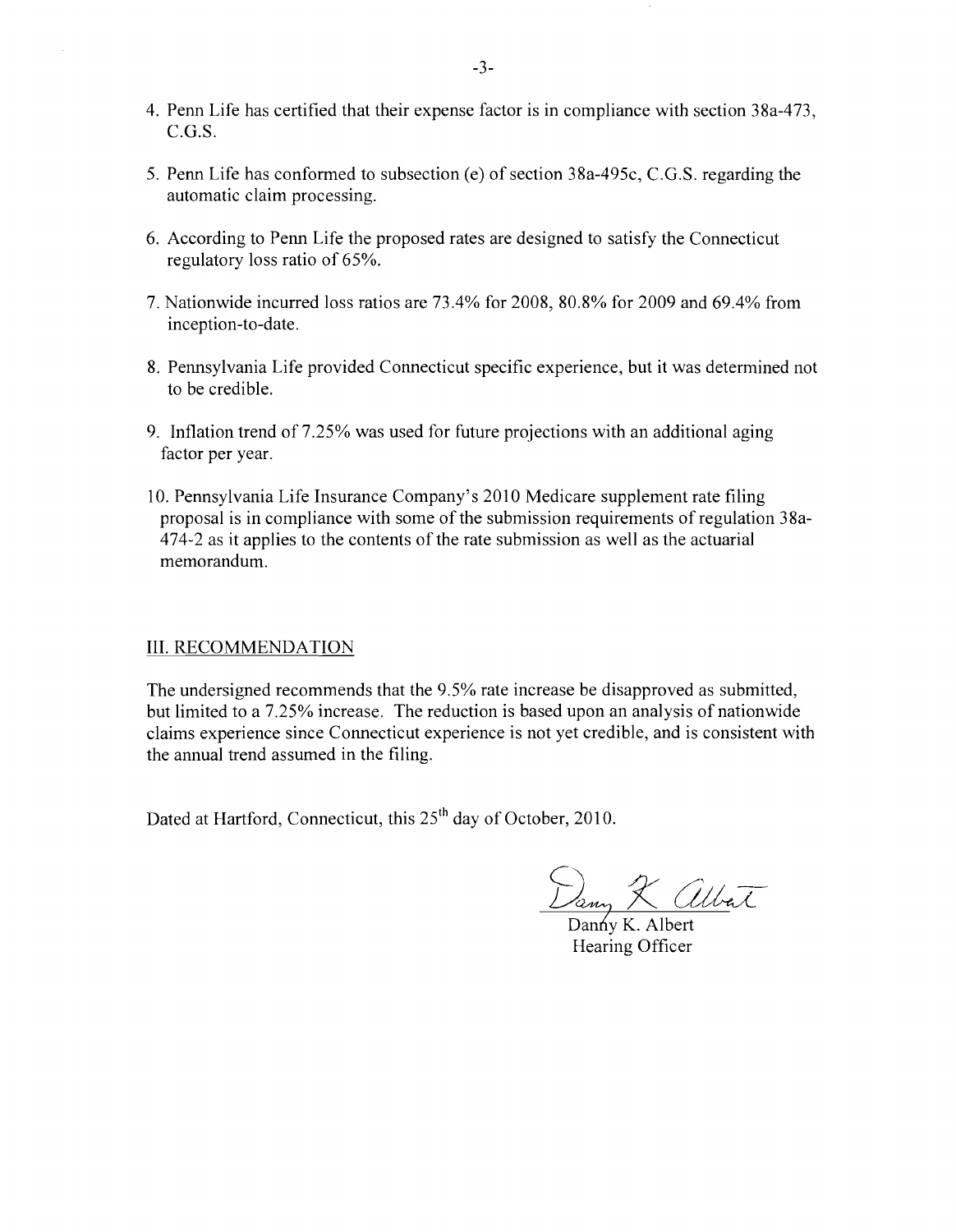4. Penn Life has certified that their expense factor is in compliance with section 38a-473, C.G.S.

5. Penn Life has conformed to subsection (e) of section 38a-495c, C.G.S. regarding the automatic claim processing.

6. According to Penn Life the proposed rates are designed to satisfy the Connecticut regulatory loss ratio of 65%.

7. Nationwide incurred loss ratios are 73.4% for 2008, 80.8% for 2009 and 69.4% from inception-to-date.

8. Pennsylvania Life provided Connecticut specific experience, but it was determined not to be credible.

9. Inflation trend of 7.25% was used for future projections with an additional aging factor per year.

10. Pennsylvania Life Insurance Company's 2010 Medicare supplement rate filing proposal is in compliance with some of the submission requirements of regulation 38a-474-2 as it applies to the contents of the rate submission as well as the actuarial memorandum.

## III. RECOMMENDATION

The undersigned recommends that the 9.5% rate increase be disapproved as submitted, but limited to a 7.25% increase. The reduction is based upon an analysis of nationwide claims experience since Connecticut experience is not yet credible, and is consistent with the annual trend assumed in the filing.

Dated at Hartford, Connecticut, this 25th day of October, 2010.

Danny K. Albert
Hearing Officer